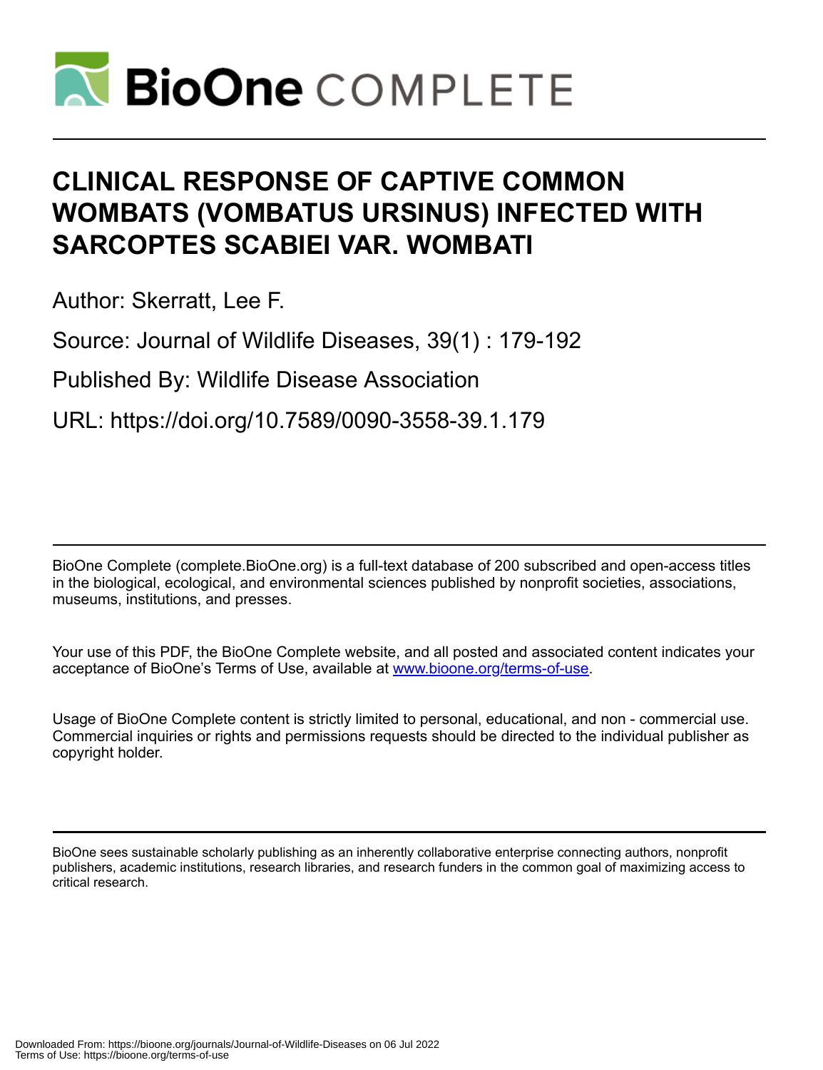# CLINICAL RESPONSE OF CAPTIVE COMMON WOMBATS (VOMBATUS URSINUS) INFECTED WITH SARCOPTES SCABIEI VAR. WOMBATI

Author: Skerratt, Lee F.

Source: Journal of Wildlife Diseases, 39(1) : 179-192

Published By: Wildlife Disease Association

URL: https://doi.org/10.7589/0090-3558-39.1.179

---

BioOne Complete (complete.BioOne.org) is a full-text database of 200 subscribed and open-access titles in the biological, ecological, and environmental sciences published by nonprofit societies, associations, museums, institutions, and presses.

Your use of this PDF, the BioOne Complete website, and all posted and associated content indicates your acceptance of BioOne's Terms of Use, available at www.bioone.org/terms-of-use.

Usage of BioOne Complete content is strictly limited to personal, educational, and non - commercial use. Commercial inquiries or rights and permissions requests should be directed to the individual publisher as copyright holder.

---

BioOne sees sustainable scholarly publishing as an inherently collaborative enterprise connecting authors, nonprofit publishers, academic institutions, research libraries, and research funders in the common goal of maximizing access to critical research.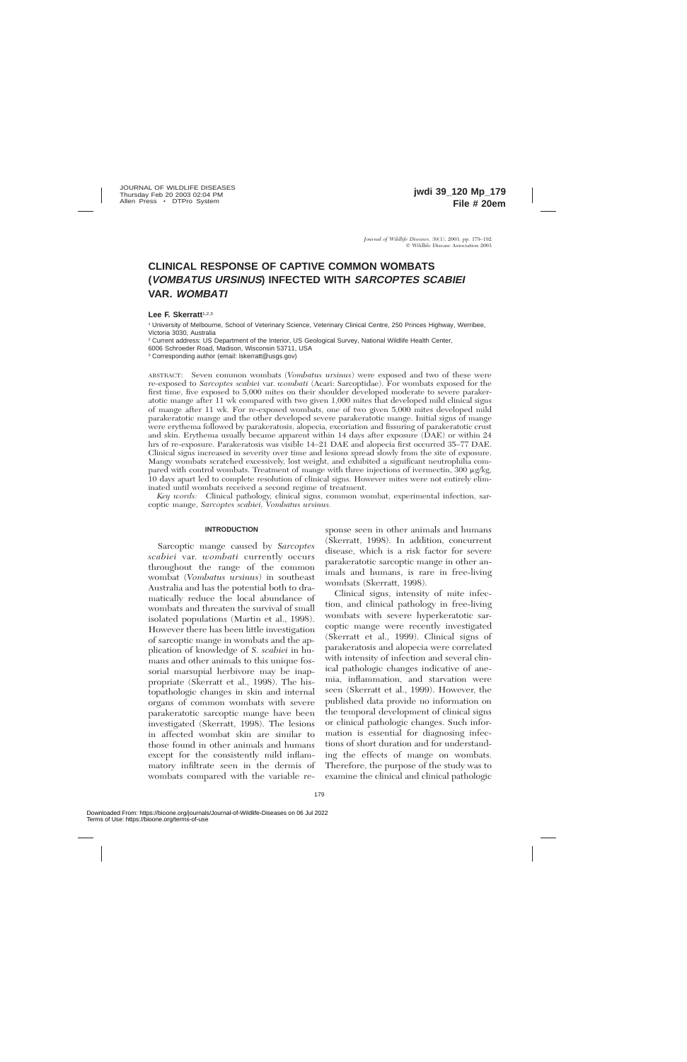# CLINICAL RESPONSE OF CAPTIVE COMMON WOMBATS (*VOMBATUS URSINUS*) INFECTED WITH *SARCOPTES SCABIEI* VAR. *WOMBATI*

**Lee F. Skerratt**[1,2,3]

[1] University of Melbourne, School of Veterinary Science, Veterinary Clinical Centre, 250 Princes Highway, Werribee, Victoria 3030, Australia

[2] Current address: US Department of the Interior, US Geological Survey, National Wildlife Health Center, 6006 Schroeder Road, Madison, Wisconsin 53711, USA

[3] Corresponding author (email: lskerratt@usgs.gov)

ABSTRACT: Seven common wombats (*Vombatus ursinus*) were exposed and two of these were re-exposed to *Sarcoptes scabiei* var. *wombati* (Acari: Sarcoptidae). For wombats exposed for the first time, five exposed to 5,000 mites on their shoulder developed moderate to severe parakeratotic mange after 11 wk compared with two given 1,000 mites that developed mild clinical signs of mange after 11 wk. For re-exposed wombats, one of two given 5,000 mites developed mild parakeratotic mange and the other developed severe parakeratotic mange. Initial signs of mange were erythema followed by parakeratosis, alopecia, excoriation and fissuring of parakeratotic crust and skin. Erythema usually became apparent within 14 days after exposure (DAE) or within 24 hrs of re-exposure. Parakeratosis was visible 14–21 DAE and alopecia first occurred 35–77 DAE. Clinical signs increased in severity over time and lesions spread slowly from the site of exposure. Mangy wombats scratched excessively, lost weight, and exhibited a significant neutrophilia compared with control wombats. Treatment of mange with three injections of ivermectin, 300 μg/kg, 10 days apart led to complete resolution of clinical signs. However mites were not entirely eliminated until wombats received a second regime of treatment.

*Key words:* Clinical pathology, clinical signs, common wombat, experimental infection, sarcoptic mange, *Sarcoptes scabiei*, *Vombatus ursinus*.

## INTRODUCTION

Sarcoptic mange caused by *Sarcoptes scabiei* var. *wombati* currently occurs throughout the range of the common wombat (*Vombatus ursinus*) in southeast Australia and has the potential both to dramatically reduce the local abundance of wombats and threaten the survival of small isolated populations (Martin et al., 1998). However there has been little investigation of sarcoptic mange in wombats and the application of knowledge of *S. scabiei* in humans and other animals to this unique fossorial marsupial herbivore may be inappropriate (Skerratt et al., 1998). The histopathologic changes in skin and internal organs of common wombats with severe parakeratotic sarcoptic mange have been investigated (Skerratt, 1998). The lesions in affected wombat skin are similar to those found in other animals and humans except for the consistently mild inflammatory infiltrate seen in the dermis of wombats compared with the variable response seen in other animals and humans (Skerratt, 1998). In addition, concurrent disease, which is a risk factor for severe parakeratotic sarcoptic mange in other animals and humans, is rare in free-living wombats (Skerratt, 1998).

Clinical signs, intensity of mite infection, and clinical pathology in free-living wombats with severe hyperkeratotic sarcoptic mange were recently investigated (Skerratt et al., 1999). Clinical signs of parakeratosis and alopecia were correlated with intensity of infection and several clinical pathologic changes indicative of anemia, inflammation, and starvation were seen (Skerratt et al., 1999). However, the published data provide no information on the temporal development of clinical signs or clinical pathologic changes. Such information is essential for diagnosing infections of short duration and for understanding the effects of mange on wombats. Therefore, the purpose of the study was to examine the clinical and clinical pathologic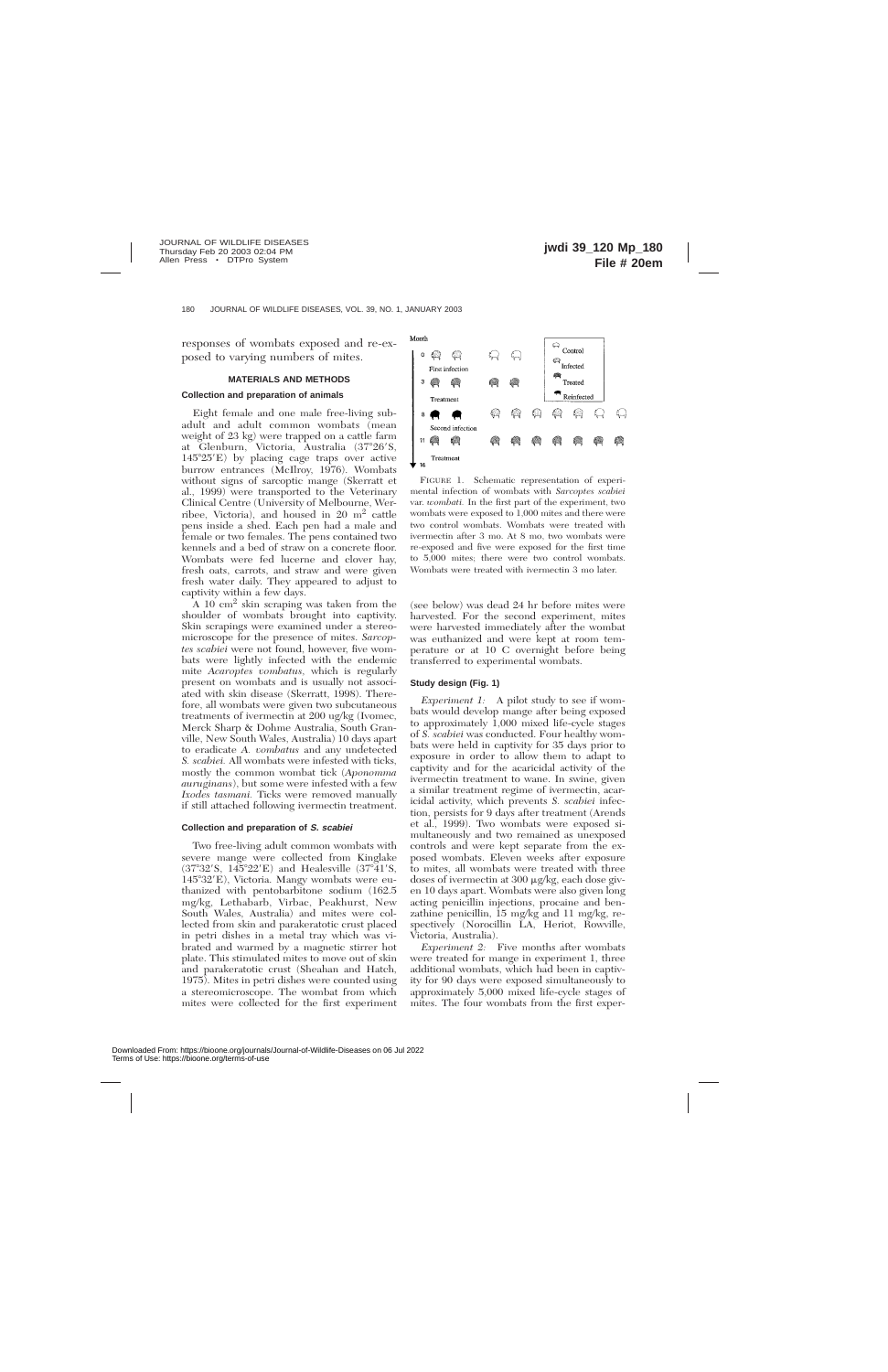responses of wombats exposed and re-exposed to varying numbers of mites.

## MATERIALS AND METHODS

### Collection and preparation of animals

Eight female and one male free-living subadult and adult common wombats (mean weight of 23 kg) were trapped on a cattle farm at Glenburn, Victoria, Australia (37°26′S, 145°25′E) by placing cage traps over active burrow entrances (McIlroy, 1976). Wombats without signs of sarcoptic mange (Skerratt et al., 1999) were transported to the Veterinary Clinical Centre (University of Melbourne, Werribee, Victoria), and housed in 20 $m^2$ cattle pens inside a shed. Each pen had a male and female or two females. The pens contained two kennels and a bed of straw on a concrete floor. Wombats were fed lucerne and clover hay, fresh oats, carrots, and straw and were given fresh water daily. They appeared to adjust to captivity within a few days.

A 10 $cm^2$ skin scraping was taken from the shoulder of wombats brought into captivity. Skin scrapings were examined under a stereomicroscope for the presence of mites. *Sarcoptes scabiei* were not found, however, five wombats were lightly infected with the endemic mite *Acaroptes vombatus*, which is regularly present on wombats and is usually not associated with skin disease (Skerratt, 1998). Therefore, all wombats were given two subcutaneous treatments of ivermectin at 200 ug/kg (Ivomec, Merck Sharp & Dohme Australia, South Granville, New South Wales, Australia) 10 days apart to eradicate *A. vombatus* and any undetected *S. scabiei*. All wombats were infested with ticks, mostly the common wombat tick (*Aponomma auruginans*), but some were infested with a few *Ixodes tasmani*. Ticks were removed manually if still attached following ivermectin treatment.

### Collection and preparation of *S. scabiei*

Two free-living adult common wombats with severe mange were collected from Kinglake (37°32′S, 145°22′E) and Healesville (37°41′S, 145°32′E), Victoria. Mangy wombats were euthanized with pentobarbitone sodium (162.5 mg/kg, Lethabarb, Virbac, Peakhurst, New South Wales, Australia) and mites were collected from skin and parakeratotic crust placed in petri dishes in a metal tray which was vibrated and warmed by a magnetic stirrer hot plate. This stimulated mites to move out of skin and parakeratotic crust (Sheahan and Hatch, 1975). Mites in petri dishes were counted using a stereomicroscope. The wombat from which mites were collected for the first experiment (see below) was dead 24 hr before mites were harvested. For the second experiment, mites were harvested immediately after the wombat was euthanized and were kept at room temperature or at 10 C overnight before being transferred to experimental wombats.

FIGURE 1. Schematic representation of experimental infection of wombats with *Sarcoptes scabiei* var. *wombati*. In the first part of the experiment, two wombats were exposed to 1,000 mites and there were two control wombats. Wombats were treated with ivermectin after 3 mo. At 8 mo, two wombats were re-exposed and five were exposed for the first time to 5,000 mites; there were two control wombats. Wombats were treated with ivermectin 3 mo later.

### Study design (Fig. 1)

*Experiment 1:* A pilot study to see if wombats would develop mange after being exposed to approximately 1,000 mixed life-cycle stages of *S. scabiei* was conducted. Four healthy wombats were held in captivity for 35 days prior to exposure in order to allow them to adapt to captivity and for the acaricidal activity of the ivermectin treatment to wane. In swine, given a similar treatment regime of ivermectin, acaricidal activity, which prevents *S. scabiei* infection, persists for 9 days after treatment (Arends et al., 1999). Two wombats were exposed simultaneously and two remained as unexposed controls and were kept separate from the exposed wombats. Eleven weeks after exposure to mites, all wombats were treated with three doses of ivermectin at 300 μg/kg, each dose given 10 days apart. Wombats were also given long acting penicillin injections, procaine and benzathine penicillin, 15 mg/kg and 11 mg/kg, respectively (Norocillin LA, Heriot, Rowville, Victoria, Australia).

*Experiment 2:* Five months after wombats were treated for mange in experiment 1, three additional wombats, which had been in captivity for 90 days were exposed simultaneously to approximately 5,000 mixed life-cycle stages of mites. The four wombats from the first exper-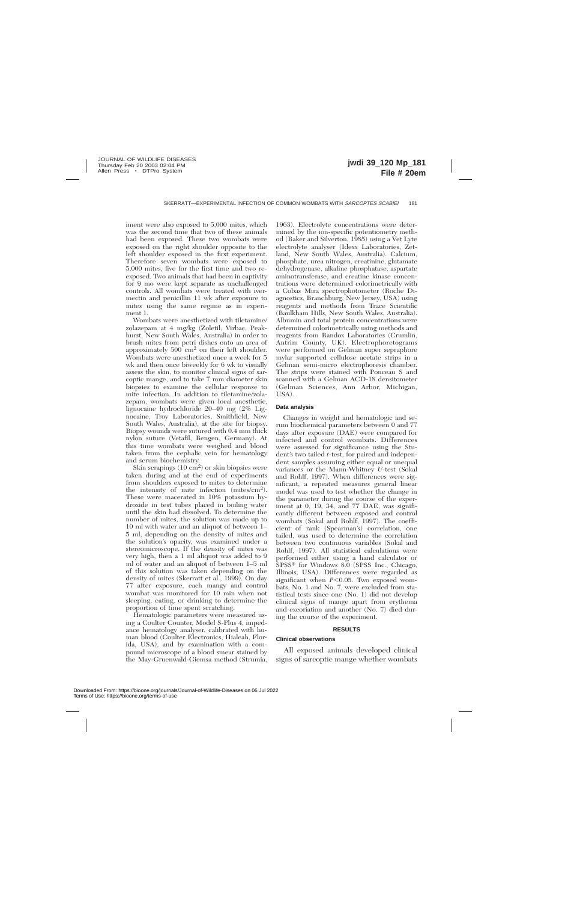iment were also exposed to 5,000 mites, which was the second time that two of these animals had been exposed. These two wombats were exposed on the right shoulder opposite to the left shoulder exposed in the first experiment. Therefore seven wombats were exposed to 5,000 mites, five for the first time and two reexposed. Two animals that had been in captivity for 9 mo were kept separate as unchallenged controls. All wombats were treated with ivermectin and penicillin 11 wk after exposure to mites using the same regime as in experiment 1.

Wombats were anesthetized with tiletamine/zolazepam at 4 mg/kg (Zoletil, Virbac, Peakhurst, New South Wales, Australia) in order to brush mites from petri dishes onto an area of approximately 500 $cm^2$ on their left shoulder. Wombats were anesthetized once a week for 5 wk and then once biweekly for 6 wk to visually assess the skin, to monitor clinical signs of sarcoptic mange, and to take 7 mm diameter skin biopsies to examine the cellular response to mite infection. In addition to tiletamine/zolazepam, wombats were given local anesthetic, lignocaine hydrochloride 20–40 mg (2% Lignocaine, Troy Laboratories, Smithfield, New South Wales, Australia), at the site for biopsy. Biopsy wounds were sutured with 0.4 mm thick nylon suture (Vetafil, Bengen, Germany). At this time wombats were weighed and blood taken from the cephalic vein for hematology and serum biochemistry.

Skin scrapings (10 $cm^2$) or skin biopsies were taken during and at the end of experiments from shoulders exposed to mites to determine the intensity of mite infection (mites/$cm^2$). These were macerated in 10% potassium hydroxide in test tubes placed in boiling water until the skin had dissolved. To determine the number of mites, the solution was made up to 10 ml with water and an aliquot of between 1–5 ml, depending on the density of mites and the solution's opacity, was examined under a stereomicroscope. If the density of mites was very high, then a 1 ml aliquot was added to 9 ml of water and an aliquot of between 1–5 ml of this solution was taken depending on the density of mites (Skerratt et al., 1999). On day 77 after exposure, each mangy and control wombat was monitored for 10 min when not sleeping, eating, or drinking to determine the proportion of time spent scratching.

Hematologic parameters were measured using a Coulter Counter, Model S-Plus 4, impedance hematology analyser, calibrated with human blood (Coulter Electronics, Hialeah, Florida, USA), and by examination with a compound microscope of a blood smear stained by the May-Gruenwald-Giemsa method (Strumia, 1963). Electrolyte concentrations were determined by the ion-specific potentiometry method (Baker and Silverton, 1985) using a Vet Lyte electrolyte analyser (Idexx Laboratories, Zetland, New South Wales, Australia). Calcium, phosphate, urea nitrogen, creatinine, glutamate dehydrogenase, alkaline phosphatase, aspartate aminotransferase, and creatine kinase concentrations were determined colorimetrically with a Cobas Mira spectrophotometer (Roche Diagnostics, Branchburg, New Jersey, USA) using reagents and methods from Trace Scientific (Baulkham Hills, New South Wales, Australia). Albumin and total protein concentrations were determined colorimetrically using methods and reagents from Randox Laboratories (Crumlin, Antrim County, UK). Electrophoretograms were performed on Gelman super sepraphore mylar supported cellulose acetate strips in a Gelman semi-micro electrophoresis chamber. The strips were stained with Ponceau S and scanned with a Gelman ACD-18 densitometer (Gelman Sciences, Ann Arbor, Michigan, USA).

### Data analysis

Changes in weight and hematologic and serum biochemical parameters between 0 and 77 days after exposure (DAE) were compared for infected and control wombats. Differences were assessed for significance using the Student's two tailed *t*-test, for paired and independent samples assuming either equal or unequal variances or the Mann-Whitney *U*-test (Sokal and Rohlf, 1997). When differences were significant, a repeated measures general linear model was used to test whether the change in the parameter during the course of the experiment at 0, 19, 34, and 77 DAE, was significantly different between exposed and control wombats (Sokal and Rohlf, 1997). The coefficient of rank (Spearman's) correlation, one tailed, was used to determine the correlation between two continuous variables (Sokal and Rohlf, 1997). All statistical calculations were performed either using a hand calculator or SPSS® for Windows 8.0 (SPSS Inc., Chicago, Illinois, USA). Differences were regarded as significant when $P<0.05$. Two exposed wombats, No. 1 and No. 7, were excluded from statistical tests since one (No. 1) did not develop clinical signs of mange apart from erythema and excoriation and another (No. 7) died during the course of the experiment.

## RESULTS

### Clinical observations

All exposed animals developed clinical signs of sarcoptic mange whether wombats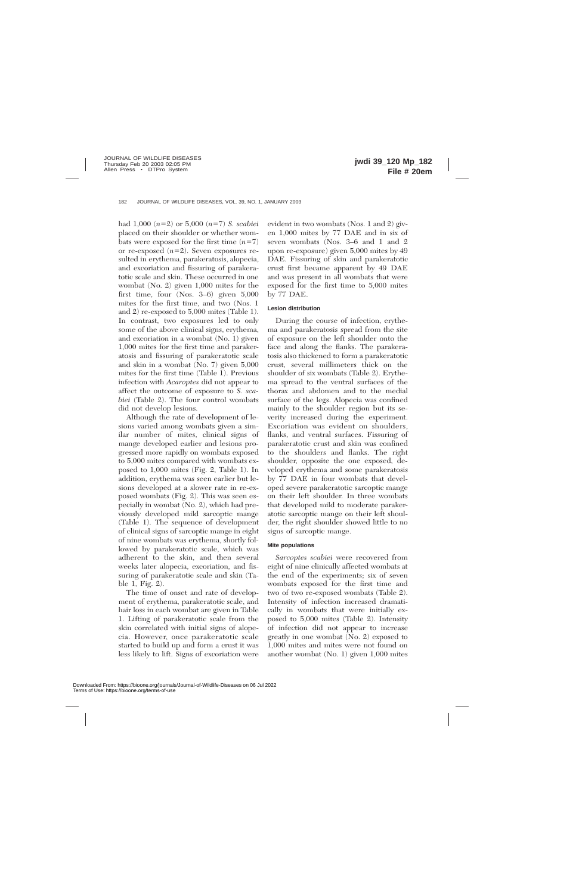had 1,000 ($n$=2) or 5,000 ($n$=7) *S. scabiei* placed on their shoulder or whether wombats were exposed for the first time ($n$=7) or re-exposed ($n$=2). Seven exposures resulted in erythema, parakeratosis, alopecia, and excoriation and fissuring of parakeratotic scale and skin. These occurred in one wombat (No. 2) given 1,000 mites for the first time, four (Nos. 3–6) given 5,000 mites for the first time, and two (Nos. 1 and 2) re-exposed to 5,000 mites (Table 1). In contrast, two exposures led to only some of the above clinical signs, erythema, and excoriation in a wombat (No. 1) given 1,000 mites for the first time and parakeratosis and fissuring of parakeratotic scale and skin in a wombat (No. 7) given 5,000 mites for the first time (Table 1). Previous infection with *Acaroptes* did not appear to affect the outcome of exposure to *S. scabiei* (Table 2). The four control wombats did not develop lesions.

Although the rate of development of lesions varied among wombats given a similar number of mites, clinical signs of mange developed earlier and lesions progressed more rapidly on wombats exposed to 5,000 mites compared with wombats exposed to 1,000 mites (Fig. 2, Table 1). In addition, erythema was seen earlier but lesions developed at a slower rate in re-exposed wombats (Fig. 2). This was seen especially in wombat (No. 2), which had previously developed mild sarcoptic mange (Table 1). The sequence of development of clinical signs of sarcoptic mange in eight of nine wombats was erythema, shortly followed by parakeratotic scale, which was adherent to the skin, and then several weeks later alopecia, excoriation, and fissuring of parakeratotic scale and skin (Table 1, Fig. 2).

The time of onset and rate of development of erythema, parakeratotic scale, and hair loss in each wombat are given in Table 1. Lifting of parakeratotic scale from the skin correlated with initial signs of alopecia. However, once parakeratotic scale started to build up and form a crust it was less likely to lift. Signs of excoriation were evident in two wombats (Nos. 1 and 2) given 1,000 mites by 77 DAE and in six of seven wombats (Nos. 3–6 and 1 and 2 upon re-exposure) given 5,000 mites by 49 DAE. Fissuring of skin and parakeratotic crust first became apparent by 49 DAE and was present in all wombats that were exposed for the first time to 5,000 mites by 77 DAE.

#### Lesion distribution

During the course of infection, erythema and parakeratosis spread from the site of exposure on the left shoulder onto the face and along the flanks. The parakeratosis also thickened to form a parakeratotic crust, several millimeters thick on the shoulder of six wombats (Table 2). Erythema spread to the ventral surfaces of the thorax and abdomen and to the medial surface of the legs. Alopecia was confined mainly to the shoulder region but its severity increased during the experiment. Excoriation was evident on shoulders, flanks, and ventral surfaces. Fissuring of parakeratotic crust and skin was confined to the shoulders and flanks. The right shoulder, opposite the one exposed, developed erythema and some parakeratosis by 77 DAE in four wombats that developed severe parakeratotic sarcoptic mange on their left shoulder. In three wombats that developed mild to moderate parakeratotic sarcoptic mange on their left shoulder, the right shoulder showed little to no signs of sarcoptic mange.

#### Mite populations

*Sarcoptes scabiei* were recovered from eight of nine clinically affected wombats at the end of the experiments; six of seven wombats exposed for the first time and two of two re-exposed wombats (Table 2). Intensity of infection increased dramatically in wombats that were initially exposed to 5,000 mites (Table 2). Intensity of infection did not appear to increase greatly in one wombat (No. 2) exposed to 1,000 mites and mites were not found on another wombat (No. 1) given 1,000 mites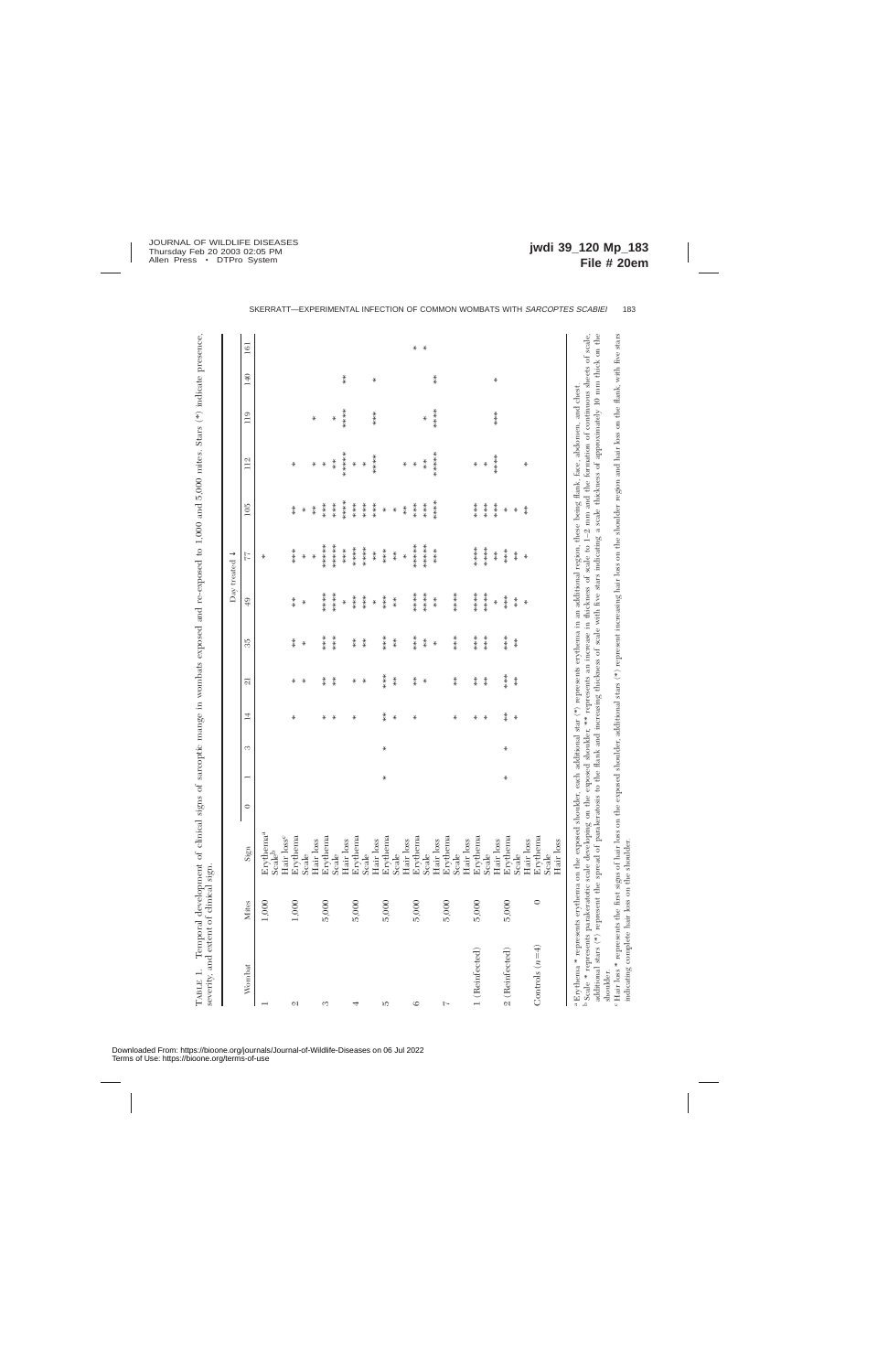TABLE 1. Temporal development of clinical signs of sarcoptic mange in wombats exposed and re-exposed to 1,000 and 5,000 mites. Stars (*) indicate presence, severity, and extent of clinical sign.

| Wombat | Mites | Sign | Day treated ↓ | | | | | | | | | | | | |
|---|---|---|---|---|---|---|---|---|---|---|---|---|---|---|---|
| | | | 0 | 1 | 3 | 14 | 21 | 35 | 49 | 77 | 105 | 112 | 119 | 140 | 161 |
| 1 | 1,000 | Erythema[a] | | | | | | | | * | | | | | |
| | | Scale[b] | | | | | | | | | | | | | |
| | | Hair loss[c] | | | | | | | | | | | | | |
| 2 | 1,000 | Erythema | | | | * | * | ** | ** | *** | ** | * | | | |
| | | Scale | | | | | * | * | * | * | * | | | | |
| | | Hair loss | | | | | | | | * | ** | | | | |
| 3 | 5,000 | Erythema | | | | * | ** | *** | **** | ***** | *** | * | | | |
| | | Scale | | | | * | ** | *** | **** | ***** | *** | * | | | |
| | | Hair loss | | | | | | | | *** | **** | ** | * | | |
| 4 | 5,000 | Erythema | | | | * | * | ** | *** | **** | *** | ***** | **** | ** | |
| | | Scale | | | | | * | ** | *** | **** | *** | * | | | |
| | | Hair loss | | | | | | | * | ** | *** | * | | | |
| 5 | 5,000 | Erythema | | * | * | ** | *** | *** | *** | *** | * | **** | *** | * | |
| | | Scale | | | | * | ** | ** | ** | ** | * | | | | |
| | | Hair loss | | | | | | | | * | ** | * | | | |
| 6 | 5,000 | Erythema | | | | * | ** | *** | **** | ***** | *** | * | | | |
| | | Scale | | | | | * | ** | **** | ***** | *** | ** | * | | |
| | | Hair loss | | | | | | * | ** | *** | **** | ***** | **** | ** | * |
| 7 | 5,000 | Erythema | | | | * | ** | *** | **** | | | | | | * |
| | | Scale | | | | | | | | | | | | | |
| | | Hair loss | | | | | | | | | | | | | |
| 1 (Reinfected) | 5,000 | Erythema | | | | * | ** | *** | **** | **** | *** | * | | | |
| | | Scale | | | | * | ** | *** | **** | **** | *** | * | | | |
| | | Hair loss | | | | | | | * | ** | *** | **** | *** | * | |
| 2 (Reinfected) | 5,000 | Erythema | | * | * | ** | *** | *** | *** | *** | * | | | | |
| | | Scale | | | | * | ** | ** | ** | ** | * | | | | |
| | | Hair loss | | | | | | | * | * | ** | * | | | |
| Controls (n=4) | 0 | Erythema | | | | | | | | | | | | | |
| | | Scale | | | | | | | | | | | | | |
| | | Hair loss | | | | | | | | | | | | | |

[a] Erythema * represents erythema on the exposed shoulder; each additional star (*) represents erythema in an additional region, these being flank, face, abdomen, and chest.

[b] Scale * represents parakeratotic scale developing on the exposed shoulder; ** represents an increase in thickness of scale to 1–2 mm and the formation of continuous sheets of scale, additional stars (*) represent the spread of parakeratosis to the flank and increasing thickness of scale with five stars indicating a scale thickness of approximately 10 mm thick on the shoulder.

[c] Hair loss * represents the first signs of hair loss on the exposed shoulder, additional stars (*) represent increasing hair loss on the shoulder region and hair loss on the flank, with five stars indicating complete hair loss on the shoulder.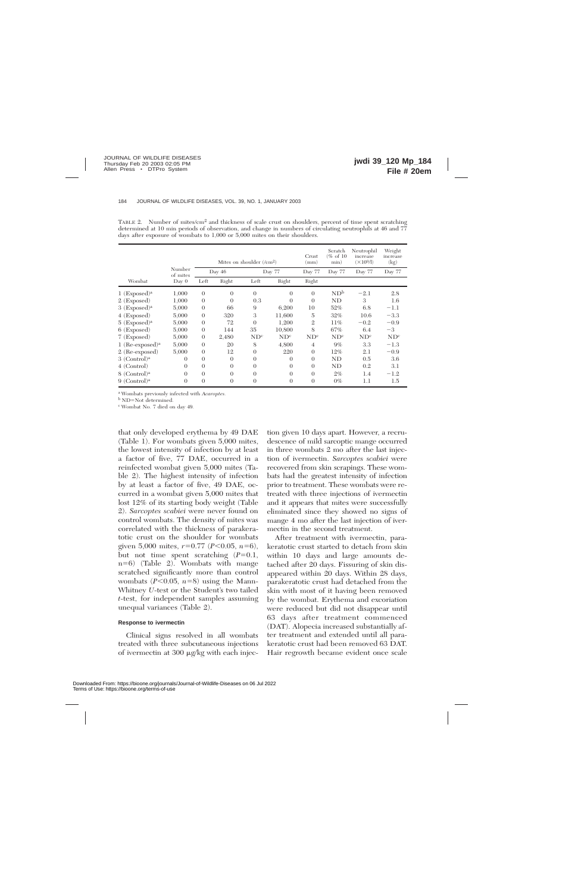TABLE 2. Number of mites/cm² and thickness of scale crust on shoulders, percent of time spent scratching determined at 10 min periods of observation, and change in numbers of circulating neutrophils at 46 and 77 days after exposure of wombats to 1,000 or 5,000 mites on their shoulders.

| Wombat | Number of mites | Mites on shoulder (/cm²) | | | | Crust (mm) | Scratch (% of 10 min) | Neutrophil increase (×10⁹/l) | Weight increase (kg) |
|---|---|---|---|---|---|---|---|---|---|
| | | Day 46 | | Day 77 | | Day 77 | Day 77 | Day 77 | Day 77 |
| | Day 0 | Left | Right | Left | Right | Right | | | |
| 1 (Exposed)[a] | 1,000 | 0 | 0 | 0 | 0 | 0 | ND[b] | −2.1 | 2.8 |
| 2 (Exposed) | 1,000 | 0 | 0 | 0.3 | 0 | 0 | ND | 3 | 1.6 |
| 3 (Exposed)[a] | 5,000 | 0 | 66 | 9 | 6,200 | 10 | 52% | 6.8 | −1.1 |
| 4 (Exposed) | 5,000 | 0 | 320 | 3 | 11,600 | 5 | 32% | 10.6 | −3.3 |
| 5 (Exposed)[a] | 5,000 | 0 | 72 | 0 | 1,200 | 2 | 11% | −0.2 | −0.9 |
| 6 (Exposed) | 5,000 | 0 | 144 | 35 | 10,800 | 8 | 67% | 6.4 | −3 |
| 7 (Exposed) | 5,000 | 0 | 2,480 | ND[c] | ND[c] | ND[c] | ND[c] | ND[c] | ND[c] |
| 1 (Re-exposed)[a] | 5,000 | 0 | 20 | 8 | 4,800 | 4 | 9% | 3.3 | −1.3 |
| 2 (Re-exposed) | 5,000 | 0 | 12 | 0 | 220 | 0 | 12% | 2.1 | −0.9 |
| 3 (Control)[a] | 0 | 0 | 0 | 0 | 0 | 0 | ND | 0.5 | 3.6 |
| 4 (Control) | 0 | 0 | 0 | 0 | 0 | 0 | ND | 0.2 | 3.1 |
| 8 (Control)[a] | 0 | 0 | 0 | 0 | 0 | 0 | 2% | 1.4 | −1.2 |
| 9 (Control)[a] | 0 | 0 | 0 | 0 | 0 | 0 | 0% | 1.1 | 1.5 |

[a] Wombats previously infected with *Acaroptes.*
[b] ND=Not determined.
[c] Wombat No. 7 died on day 49.

that only developed erythema by 49 DAE (Table 1). For wombats given 5,000 mites, the lowest intensity of infection by at least a factor of five, 77 DAE, occurred in a reinfected wombat given 5,000 mites (Table 2). The highest intensity of infection by at least a factor of five, 49 DAE, occurred in a wombat given 5,000 mites that lost 12% of its starting body weight (Table 2). *Sarcoptes scabiei* were never found on control wombats. The density of mites was correlated with the thickness of parakeratotic crust on the shoulder for wombats given 5,000 mites, $r=0.77$ ($P<0.05$, $n=6$), but not time spent scratching ($P=0.1$, $n=6$) (Table 2). Wombats with mange scratched significantly more than control wombats ($P<0.05$, $n=8$) using the Mann-Whitney *U*-test or the Student's two tailed *t*-test, for independent samples assuming unequal variances (Table 2).

#### Response to ivermectin

Clinical signs resolved in all wombats treated with three subcutaneous injections of ivermectin at 300 µg/kg with each injection given 10 days apart. However, a recrudescence of mild sarcoptic mange occurred in three wombats 2 mo after the last injection of ivermectin. *Sarcoptes scabiei* were recovered from skin scrapings. These wombats had the greatest intensity of infection prior to treatment. These wombats were retreated with three injections of ivermectin and it appears that mites were successfully eliminated since they showed no signs of mange 4 mo after the last injection of ivermectin in the second treatment.

After treatment with ivermectin, parakeratotic crust started to detach from skin within 10 days and large amounts detached after 20 days. Fissuring of skin disappeared within 20 days. Within 28 days, parakeratotic crust had detached from the skin with most of it having been removed by the wombat. Erythema and excoriation were reduced but did not disappear until 63 days after treatment commenced (DAT). Alopecia increased substantially after treatment and extended until all parakeratotic crust had been removed 63 DAT. Hair regrowth became evident once scale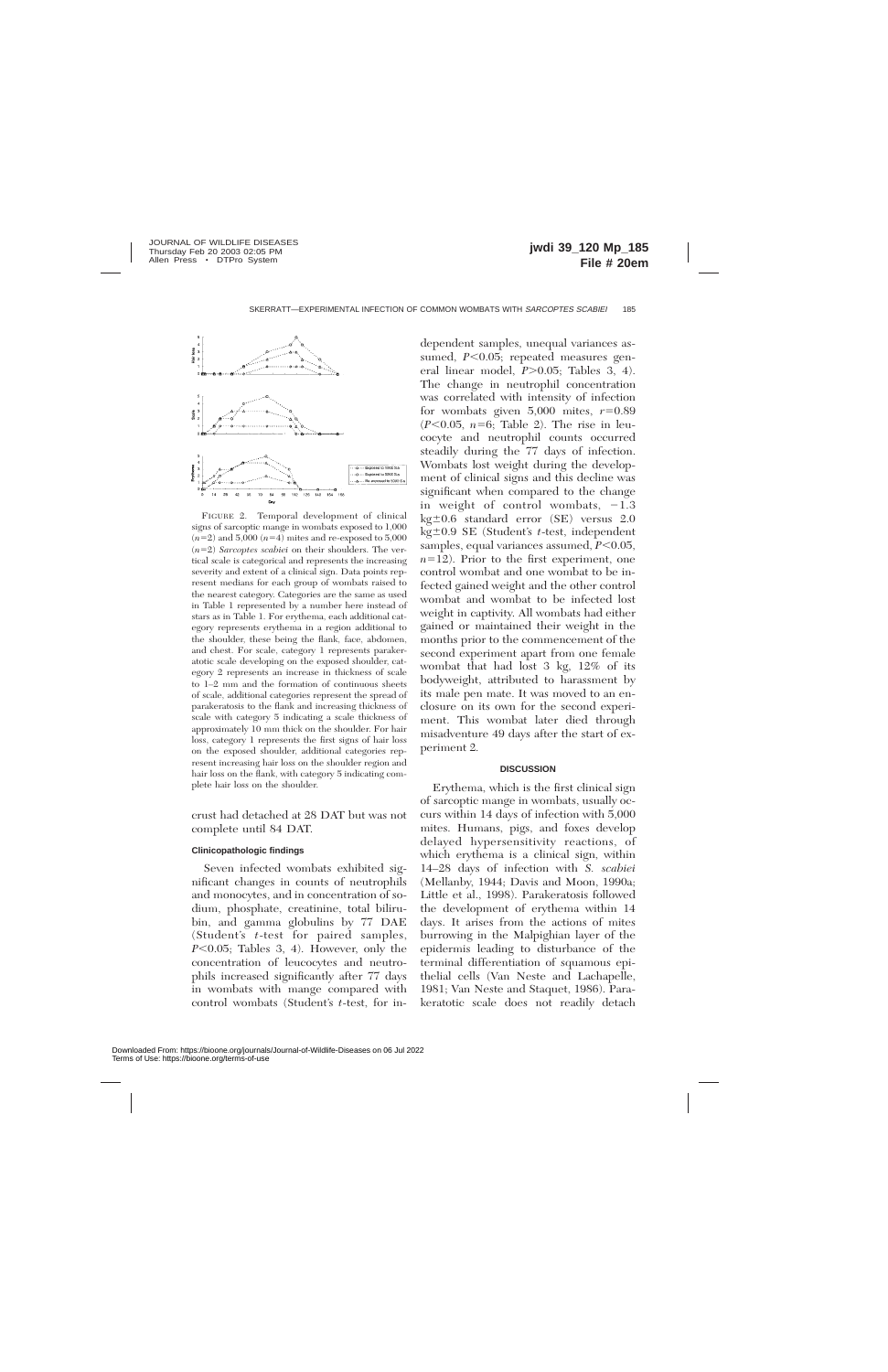FIGURE 2. Temporal development of clinical signs of sarcoptic mange in wombats exposed to 1,000 ($n$=2) and 5,000 ($n$=4) mites and re-exposed to 5,000 ($n$=2) *Sarcoptes scabiei* on their shoulders. The vertical scale is categorical and represents the increasing severity and extent of a clinical sign. Data points represent medians for each group of wombats raised to the nearest category. Categories are the same as used in Table 1 represented by a number here instead of stars as in Table 1. For erythema, each additional category represents erythema in a region additional to the shoulder, these being the flank, face, abdomen, and chest. For scale, category 1 represents parakeratotic scale developing on the exposed shoulder, category 2 represents an increase in thickness of scale to 1–2 mm and the formation of continuous sheets of scale, additional categories represent the spread of parakeratosis to the flank and increasing thickness of scale with category 5 indicating a scale thickness of approximately 10 mm thick on the shoulder. For hair loss, category 1 represents the first signs of hair loss on the exposed shoulder, additional categories represent increasing hair loss on the shoulder region and hair loss on the flank, with category 5 indicating complete hair loss on the shoulder.

crust had detached at 28 DAT but was not complete until 84 DAT.

### Clinicopathologic findings

Seven infected wombats exhibited significant changes in counts of neutrophils and monocytes, and in concentration of sodium, phosphate, creatinine, total bilirubin, and gamma globulins by 77 DAE (Student's *t*-test for paired samples, $P<0.05$; Tables 3, 4). However, only the concentration of leucocytes and neutrophils increased significantly after 77 days in wombats with mange compared with control wombats (Student's *t*-test, for independent samples, unequal variances assumed, $P<0.05$; repeated measures general linear model, $P>0.05$; Tables 3, 4). The change in neutrophil concentration was correlated with intensity of infection for wombats given 5,000 mites, $r=0.89$ ($P<0.05$, $n=6$; Table 2). The rise in leucocyte and neutrophil counts occurred steadily during the 77 days of infection. Wombats lost weight during the development of clinical signs and this decline was significant when compared to the change in weight of control wombats, $-1.3$ kg$\pm$0.6 standard error (SE) versus 2.0 kg$\pm$0.9 SE (Student's *t*-test, independent samples, equal variances assumed, $P<0.05$, $n=12$). Prior to the first experiment, one control wombat and one wombat to be infected gained weight and the other control wombat and wombat to be infected lost weight in captivity. All wombats had either gained or maintained their weight in the months prior to the commencement of the second experiment apart from one female wombat that had lost 3 kg, 12% of its bodyweight, attributed to harassment by its male pen mate. It was moved to an enclosure on its own for the second experiment. This wombat later died through misadventure 49 days after the start of experiment 2.

## DISCUSSION

Erythema, which is the first clinical sign of sarcoptic mange in wombats, usually occurs within 14 days of infection with 5,000 mites. Humans, pigs, and foxes develop delayed hypersensitivity reactions, of which erythema is a clinical sign, within 14–28 days of infection with *S. scabiei* (Mellanby, 1944; Davis and Moon, 1990a; Little et al., 1998). Parakeratosis followed the development of erythema within 14 days. It arises from the actions of mites burrowing in the Malpighian layer of the epidermis leading to disturbance of the terminal differentiation of squamous epithelial cells (Van Neste and Lachapelle, 1981; Van Neste and Staquet, 1986). Parakeratotic scale does not readily detach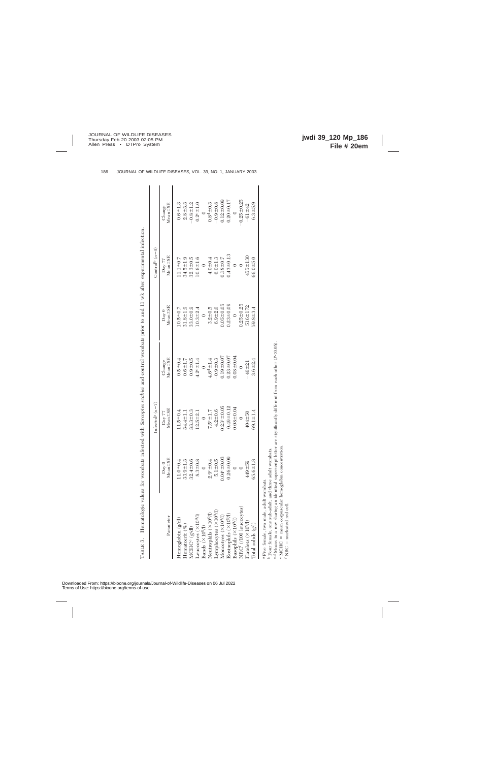TABLE 3. Hematologic values for wombats infected with *Sarcoptes scabiei* and control wombats prior to and 11 wk after experimental infection.

| Parameter | Infected[a] (n=7) | | | Control[b] (n=4) | | |
|---|---|---|---|---|---|---|
| | Day 0 Mean±SE | Day 77 Mean±SE | Change Mean±SE | Day 0 Mean±SE | Day 77 Mean±SE | Change Mean±SE |
| Hemoglobin (g/dl) | 11.0±0.4 | 11.5±0.4 | 0.5±0.4 | 10.5±0.7 | 11.1±0.7 | 0.6±1.3 |
| Hematocrit (%) | 33.9±1.3 | 34.4±1.1 | 0.6±1.7 | 31.8±1.9 | 34.5±1.9 | 2.8±3.3 |
| MCHC[e] (g/dl) | 32.4±0.6 | 33.3±0.3 | 0.9±0.5 | 33.0±0.9 | 32.3±0.5 | −0.8±1.2 |
| Leucocytes ($\times10^9$/l) | 8.3±0.8 | 12.5±2.1 | 4.2[c]±1.4 | 10.3±2.4 | 10.6±1.6 | 0.2[c]±1.0 |
| Bands ($\times10^9$/l) | 0 | 0 | 0 | 0 | 0 | 0 |
| Neutrophils ($\times10^9$/l) | 2.9[c]±0.4 | 7.5[c]±1.7 | 4.6[d]±1.4 | 3.2±0.5 | 4.0±0.4 | 0.8[d]±0.3 |
| Lymphocytes ($\times10^9$/l) | 5.1±0.5 | 4.2±0.6 | −0.9±0.3 | 6.9±2.0 | 6.0±1.3 | −0.9±0.8 |
| Monocytes ($\times10^9$/l) | 0.04[c]±0.03 | 0.23[c]±0.05 | 0.19±0.07 | 0.05±0.05 | 0.18±0.7 | 0.12±0.09 |
| Eosinophils ($\times10^9$/l) | 0.26±0.09 | 0.49±0.12 | 0.23±0.07 | 0.23±0.09 | 0.43±0.13 | 0.20±0.17 |
| Basophils ($\times10^9$/l) | 0 | 0.08±0.04 | 0.08±0.04 | 0 | 0 | 0 |
| NRC[f] (/100 leucocytes) | 0 | 0 | 0 | 0.25±0.25 | 0 | −0.25±0.25 |
| Platelets ($\times10^9$/l) | 449±59 | 404±50 | −46±21 | 516±172 | 455±130 | −61±42 |
| Total solids (g/l) | 65.6±1.8 | 69.1±1.4 | 3.6±2.4 | 59.8±3.4 | 66.0±5.0 | 6.3±5.9 |

[a] Five female, two male adult wombats.

[b] Four female, one sub-adult, and three adult wombats.

[c,d] Means in a row sharing an identical superscript letter are significantly different from each other ($P<0.05$).

[e] MCHC = mean corpuscular hemoglobin concentration.

[f] NRC = nucleated red cell.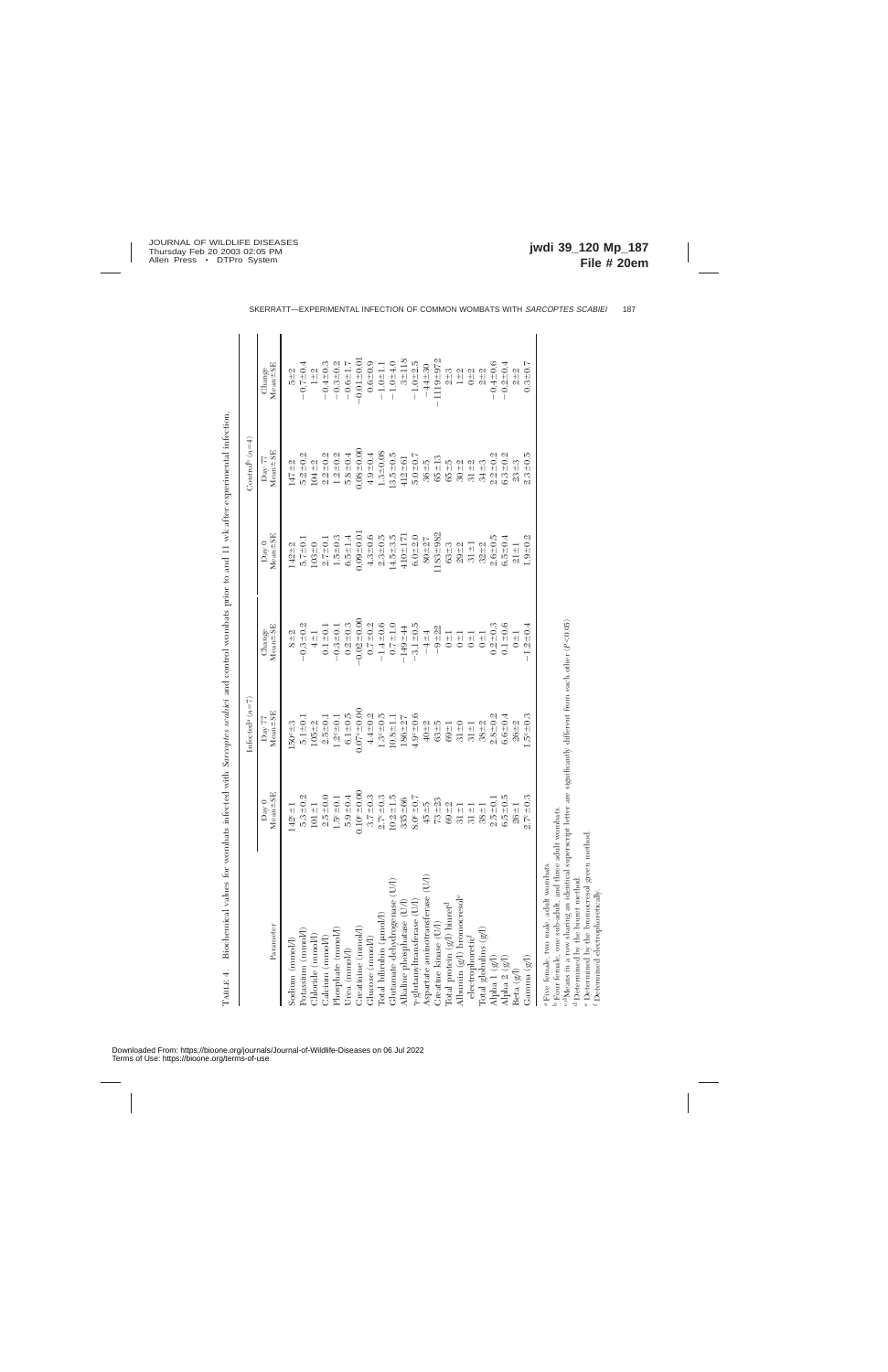TABLE 4. Biochemical values for wombats infected with *Sarcoptes scabiei* and control wombats prior to and 11 wk after experimental infection.

| Parameter | Infected[a] ($n$=7) | | | Control[b] ($n$=4) | | |
|---|---|---|---|---|---|---|
| | Day 0 Mean±SE | Day 77 Mean±SE | Change Mean±SE | Day 0 Mean±SE | Day 77 Mean±SE | Change Mean±SE |
| Sodium (mmol/l) | 142[c]±1 | 150[c]±3 | 8±2 | 142±2 | 147±2 | 5±2 |
| Potassium (mmol/l) | 5.3±0.2 | 5.1±0.1 | −0.3±0.2 | 5.7±0.1 | 5.2±0.2 | −0.7±0.4 |
| Chloride (mmol/l) | 101±1 | 105±2 | 4±1 | 103±0 | 104±2 | 1±2 |
| Calcium (mmol/l) | 2.5±0.0 | 2.5±0.1 | 0.1±0.1 | 2.7±0.1 | 2.2±0.2 | −0.4±0.3 |
| Phosphate (mmol/l) | 1.5[c]±0.1 | 1.2[c]±0.1 | −0.3±0.1 | 1.5±0.3 | 1.2±0.2 | −0.3±0.2 |
| Urea (mmol/l) | 5.9±0.4 | 6.1±0.5 | 0.2±0.3 | 6.5±1.4 | 5.8±0.4 | −0.6±1.7 |
| Creatinine (mmol/l) | 0.10[c]±0.00 | 0.07[c]±0.00 | −0.02±0.00 | 0.09±0.01 | 0.08±0.00 | −0.01±0.01 |
| Glucose (mmol/l) | 3.7±0.3 | 4.4±0.2 | 0.7±0.2 | 4.3±0.6 | 4.9±0.4 | 0.6±0.9 |
| Total bilirubin (μmol/l) | 2.7[c]±0.3 | 1.3[c]±0.5 | −1.4±0.6 | 2.3±0.5 | 1.3±0.08 | −1.0±1.1 |
| Glutamate dehydrogenase (U/l) | 10.2±1.5 | 10.8±1.1 | 0.7±1.0 | 14.5±3.5 | 13.5±0.5 | −1.0±4.0 |
| Alkaline phosphatase (U/l) | 335±66 | 186±27 | −149±44 | 410±171 | 412±61 | 3±118 |
| γ-glutamyltransferase (U/l) | 8.0[c]±0.7 | 4.9[c]±0.6 | −3.1±0.5 | 6.0±2.0 | 5.0±0.7 | −1.0±2.5 |
| Aspartate aminotransferase (U/l) | 45±5 | 40±2 | −4±4 | 80±27 | 36±5 | −44±30 |
| Creatine kinase (U/l) | 73±23 | 63±5 | −9±22 | 1183±982 | 65±13 | −1119±972 |
| Total protein (g/l) biuret[d] | 69±2 | 69±1 | 0±1 | 63±3 | 65±5 | 2±3 |
| Albumin (g/l) bromocresol[e] | 31±1 | 31±0 | 0±1 | 29±2 | 30±2 | 1±2 |
| electrophoretic[f] | 31±1 | 31±1 | 0±1 | 31±1 | 31±2 | 0±2 |
| Total globulins (g/l) | 38±1 | 38±2 | 0±1 | 32±2 | 34±3 | 2±2 |
| Alpha 1 (g/l) | 2.5±0.1 | 2.8±0.2 | 0.2±0.3 | 2.6±0.5 | 2.2±0.2 | −0.4±0.6 |
| Alpha 2 (g/l) | 6.5±0.5 | 6.6±0.4 | 0.1±0.6 | 6.5±0.4 | 6.3±0.2 | −0.2±0.4 |
| Beta (g/l) | 26±1 | 26±2 | 0±1 | 21±1 | 23±3 | 2±2 |
| Gamma (g/l) | 2.7[c]±0.3 | 1.5[c]±0.3 | −1.2±0.4 | 1.9±0.2 | 2.3±0.5 | 0.3±0.7 |

[a] Five female, two male, adult wombats.
[b] Four female, one sub-adult, and three adult wombats.
[c] Means in a row sharing an identical superscript letter are significantly different from each other ($P$<0.05).
[d] Determined by the biuret method.
[e] Determined by the bromocresol green method.
[f] Determined electrophoretically.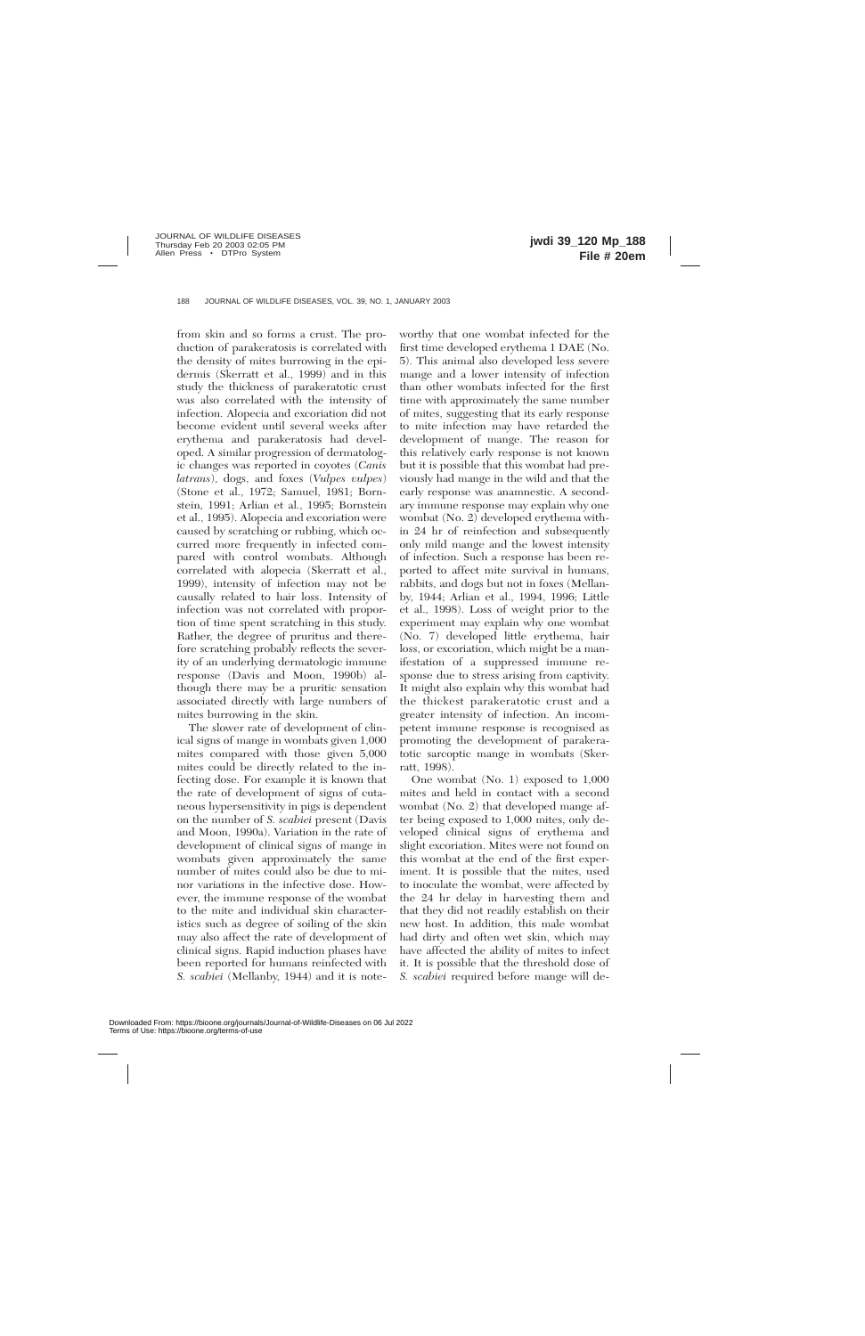from skin and so forms a crust. The production of parakeratosis is correlated with the density of mites burrowing in the epidermis (Skerratt et al., 1999) and in this study the thickness of parakeratotic crust was also correlated with the intensity of infection. Alopecia and excoriation did not become evident until several weeks after erythema and parakeratosis had developed. A similar progression of dermatologic changes was reported in coyotes (*Canis latrans*), dogs, and foxes (*Vulpes vulpes*) (Stone et al., 1972; Samuel, 1981; Bornstein, 1991; Arlian et al., 1995; Bornstein et al., 1995). Alopecia and excoriation were caused by scratching or rubbing, which occurred more frequently in infected compared with control wombats. Although correlated with alopecia (Skerratt et al., 1999), intensity of infection may not be causally related to hair loss. Intensity of infection was not correlated with proportion of time spent scratching in this study. Rather, the degree of pruritus and therefore scratching probably reflects the severity of an underlying dermatologic immune response (Davis and Moon, 1990b) although there may be a pruritic sensation associated directly with large numbers of mites burrowing in the skin.

The slower rate of development of clinical signs of mange in wombats given 1,000 mites compared with those given 5,000 mites could be directly related to the infecting dose. For example it is known that the rate of development of signs of cutaneous hypersensitivity in pigs is dependent on the number of *S. scabiei* present (Davis and Moon, 1990a). Variation in the rate of development of clinical signs of mange in wombats given approximately the same number of mites could also be due to minor variations in the infective dose. However, the immune response of the wombat to the mite and individual skin characteristics such as degree of soiling of the skin may also affect the rate of development of clinical signs. Rapid induction phases have been reported for humans reinfected with *S. scabiei* (Mellanby, 1944) and it is noteworthy that one wombat infected for the first time developed erythema 1 DAE (No. 5). This animal also developed less severe mange and a lower intensity of infection than other wombats infected for the first time with approximately the same number of mites, suggesting that its early response to mite infection may have retarded the development of mange. The reason for this relatively early response is not known but it is possible that this wombat had previously had mange in the wild and that the early response was anamnestic. A secondary immune response may explain why one wombat (No. 2) developed erythema within 24 hr of reinfection and subsequently only mild mange and the lowest intensity of infection. Such a response has been reported to affect mite survival in humans, rabbits, and dogs but not in foxes (Mellanby, 1944; Arlian et al., 1994, 1996; Little et al., 1998). Loss of weight prior to the experiment may explain why one wombat (No. 7) developed little erythema, hair loss, or excoriation, which might be a manifestation of a suppressed immune response due to stress arising from captivity. It might also explain why this wombat had the thickest parakeratotic crust and a greater intensity of infection. An incompetent immune response is recognised as promoting the development of parakeratotic sarcoptic mange in wombats (Skerratt, 1998).

One wombat (No. 1) exposed to 1,000 mites and held in contact with a second wombat (No. 2) that developed mange after being exposed to 1,000 mites, only developed clinical signs of erythema and slight excoriation. Mites were not found on this wombat at the end of the first experiment. It is possible that the mites, used to inoculate the wombat, were affected by the 24 hr delay in harvesting them and that they did not readily establish on their new host. In addition, this male wombat had dirty and often wet skin, which may have affected the ability of mites to infect it. It is possible that the threshold dose of *S. scabiei* required before mange will de-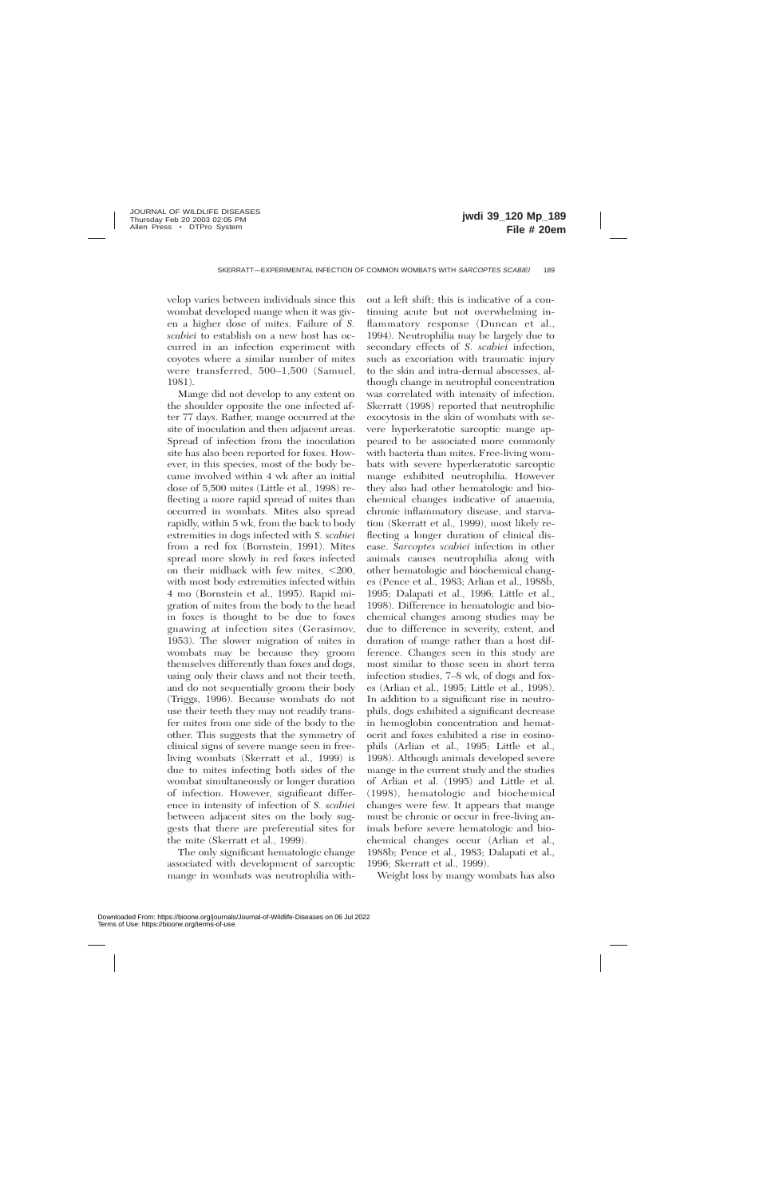velop varies between individuals since this wombat developed mange when it was given a higher dose of mites. Failure of *S. scabiei* to establish on a new host has occurred in an infection experiment with coyotes where a similar number of mites were transferred, 500–1,500 (Samuel, 1981).

Mange did not develop to any extent on the shoulder opposite the one infected after 77 days. Rather, mange occurred at the site of inoculation and then adjacent areas. Spread of infection from the inoculation site has also been reported for foxes. However, in this species, most of the body became involved within 4 wk after an initial dose of 5,500 mites (Little et al., 1998) reflecting a more rapid spread of mites than occurred in wombats. Mites also spread rapidly, within 5 wk, from the back to body extremities in dogs infected with *S. scabiei* from a red fox (Bornstein, 1991). Mites spread more slowly in red foxes infected on their midback with few mites, <200, with most body extremities infected within 4 mo (Bornstein et al., 1995). Rapid migration of mites from the body to the head in foxes is thought to be due to foxes gnawing at infection sites (Gerasimov, 1953). The slower migration of mites in wombats may be because they groom themselves differently than foxes and dogs, using only their claws and not their teeth, and do not sequentially groom their body (Triggs, 1996). Because wombats do not use their teeth they may not readily transfer mites from one side of the body to the other. This suggests that the symmetry of clinical signs of severe mange seen in free-living wombats (Skerratt et al., 1999) is due to mites infecting both sides of the wombat simultaneously or longer duration of infection. However, significant difference in intensity of infection of *S. scabiei* between adjacent sites on the body suggests that there are preferential sites for the mite (Skerratt et al., 1999).

The only significant hematologic change associated with development of sarcoptic mange in wombats was neutrophilia without a left shift; this is indicative of a continuing acute but not overwhelming inflammatory response (Duncan et al., 1994). Neutrophilia may be largely due to secondary effects of *S. scabiei* infection, such as excoriation with traumatic injury to the skin and intra-dermal abscesses, although change in neutrophil concentration was correlated with intensity of infection. Skerratt (1998) reported that neutrophilic exocytosis in the skin of wombats with severe hyperkeratotic sarcoptic mange appeared to be associated more commonly with bacteria than mites. Free-living wombats with severe hyperkeratotic sarcoptic mange exhibited neutrophilia. However they also had other hematologic and biochemical changes indicative of anaemia, chronic inflammatory disease, and starvation (Skerratt et al., 1999), most likely reflecting a longer duration of clinical disease. *Sarcoptes scabiei* infection in other animals causes neutrophilia along with other hematologic and biochemical changes (Pence et al., 1983; Arlian et al., 1988b, 1995; Dalapati et al., 1996; Little et al., 1998). Difference in hematologic and biochemical changes among studies may be due to difference in severity, extent, and duration of mange rather than a host difference. Changes seen in this study are most similar to those seen in short term infection studies, 7–8 wk, of dogs and foxes (Arlian et al., 1995; Little et al., 1998). In addition to a significant rise in neutrophils, dogs exhibited a significant decrease in hemoglobin concentration and hematocrit and foxes exhibited a rise in eosinophils (Arlian et al., 1995; Little et al., 1998). Although animals developed severe mange in the current study and the studies of Arlian et al. (1995) and Little et al. (1998), hematologic and biochemical changes were few. It appears that mange must be chronic or occur in free-living animals before severe hematologic and biochemical changes occur (Arlian et al., 1988b; Pence et al., 1983; Dalapati et al., 1996; Skerratt et al., 1999).

Weight loss by mangy wombats has also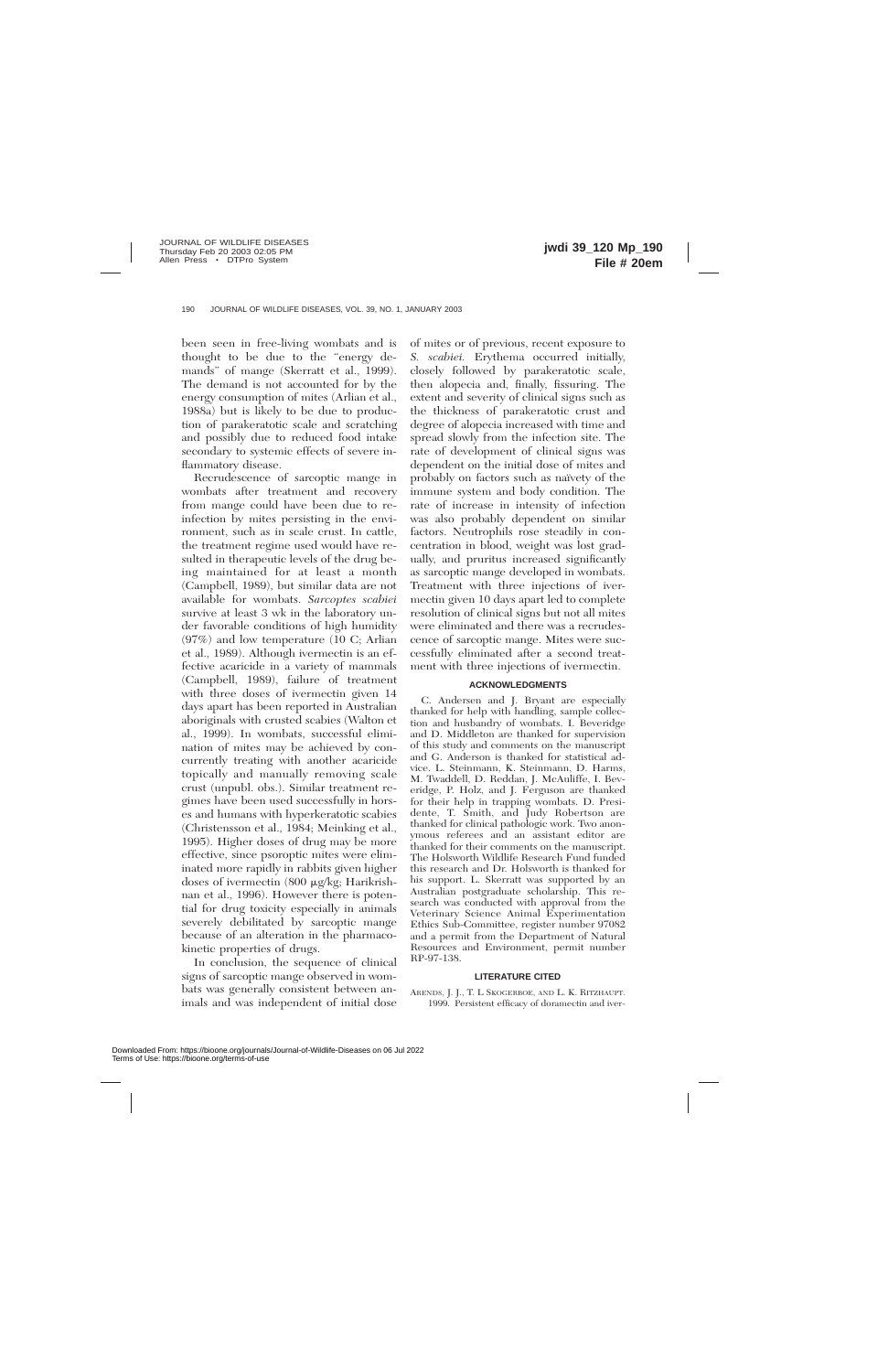been seen in free-living wombats and is thought to be due to the "energy demands" of mange (Skerratt et al., 1999). The demand is not accounted for by the energy consumption of mites (Arlian et al., 1988a) but is likely to be due to production of parakeratotic scale and scratching and possibly due to reduced food intake secondary to systemic effects of severe inflammatory disease.

Recrudescence of sarcoptic mange in wombats after treatment and recovery from mange could have been due to reinfection by mites persisting in the environment, such as in scale crust. In cattle, the treatment regime used would have resulted in therapeutic levels of the drug being maintained for at least a month (Campbell, 1989), but similar data are not available for wombats. *Sarcoptes scabiei* survive at least 3 wk in the laboratory under favorable conditions of high humidity (97%) and low temperature (10 C; Arlian et al., 1989). Although ivermectin is an effective acaricide in a variety of mammals (Campbell, 1989), failure of treatment with three doses of ivermectin given 14 days apart has been reported in Australian aboriginals with crusted scabies (Walton et al., 1999). In wombats, successful elimination of mites may be achieved by concurrently treating with another acaricide topically and manually removing scale crust (unpubl. obs.). Similar treatment regimes have been used successfully in horses and humans with hyperkeratotic scabies (Christensson et al., 1984; Meinking et al., 1995). Higher doses of drug may be more effective, since psoroptic mites were eliminated more rapidly in rabbits given higher doses of ivermectin (800 μg/kg; Harikrishnan et al., 1996). However there is potential for drug toxicity especially in animals severely debilitated by sarcoptic mange because of an alteration in the pharmacokinetic properties of drugs.

In conclusion, the sequence of clinical signs of sarcoptic mange observed in wombats was generally consistent between animals and was independent of initial dose of mites or of previous, recent exposure to *S. scabiei.* Erythema occurred initially, closely followed by parakeratotic scale, then alopecia and, finally, fissuring. The extent and severity of clinical signs such as the thickness of parakeratotic crust and degree of alopecia increased with time and spread slowly from the infection site. The rate of development of clinical signs was dependent on the initial dose of mites and probably on factors such as naïvety of the immune system and body condition. The rate of increase in intensity of infection was also probably dependent on similar factors. Neutrophils rose steadily in concentration in blood, weight was lost gradually, and pruritus increased significantly as sarcoptic mange developed in wombats. Treatment with three injections of ivermectin given 10 days apart led to complete resolution of clinical signs but not all mites were eliminated and there was a recrudescence of sarcoptic mange. Mites were successfully eliminated after a second treatment with three injections of ivermectin.

## ACKNOWLEDGMENTS

C. Andersen and J. Bryant are especially thanked for help with handling, sample collection and husbandry of wombats. I. Beveridge and D. Middleton are thanked for supervision of this study and comments on the manuscript and G. Anderson is thanked for statistical advice. L. Steinmann, K. Steinmann, D. Harms, M. Twaddell, D. Reddan, J. McAuliffe, I. Beveridge, P. Holz, and J. Ferguson are thanked for their help in trapping wombats. D. Presidente, T. Smith, and Judy Robertson are thanked for clinical pathologic work. Two anonymous referees and an assistant editor are thanked for their comments on the manuscript. The Holsworth Wildlife Research Fund funded this research and Dr. Holsworth is thanked for his support. L. Skerratt was supported by an Australian postgraduate scholarship. This research was conducted with approval from the Veterinary Science Animal Experimentation Ethics Sub-Committee, register number 97082 and a permit from the Department of Natural Resources and Environment, permit number RP-97-138.

## LITERATURE CITED

ARENDS, J. J., T. L SKOGERBOE, AND L. K. RITZHAUPT. 1999. Persistent efficacy of doramectin and iver-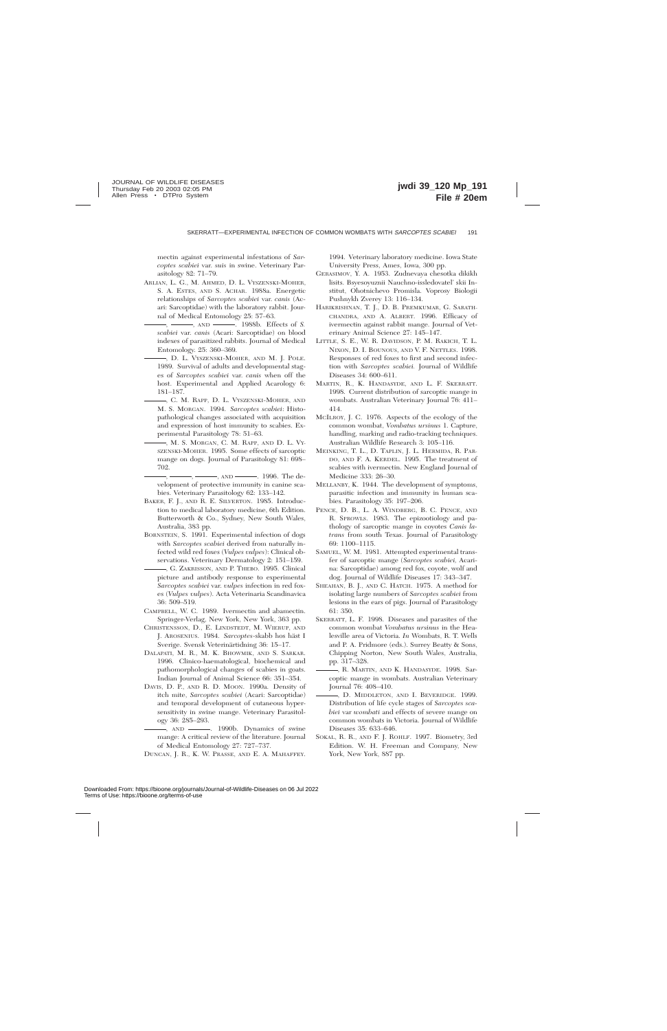mectin against experimental infestations of *Sarcoptes scabiei* var. *suis* in swine. Veterinary Parasitology 82: 71–79.

ARLIAN, L. G., M. AHMED, D. L. VYSZENSKI-MOHER, S. A. ESTES, AND S. ACHAR. 1988a. Energetic relationships of *Sarcoptes scabiei* var. *canis* (Acari: Sarcoptidae) with the laboratory rabbit. Journal of Medical Entomology 25: 57–63.

———, ———, AND ———. 1988b. Effects of *S. scabiei* var. *canis* (Acari: Sarcoptidae) on blood indexes of parasitized rabbits. Journal of Medical Entomology. 25: 360–369.

———, D. L. VYSZENSKI-MOHER, AND M. J. POLE. 1989. Survival of adults and developmental stages of *Sarcoptes scabiei* var. *canis* when off the host. Experimental and Applied Acarology 6: 181–187.

———, C. M. RAPP, D. L. VYSZENSKI-MOHER, AND M. S. MORGAN. 1994. *Sarcoptes scabiei*: Histopathological changes associated with acquisition and expression of host immunity to scabies. Experimental Parasitology 78: 51–63.

———, M. S. MORGAN, C. M. RAPP, AND D. L. VYSZENSKI-MOHER. 1995. Some effects of sarcoptic mange on dogs. Journal of Parasitology 81: 698–702.

———, ———, ———, AND ———. 1996. The development of protective immunity in canine scabies. Veterinary Parasitology 62: 133–142.

BAKER, F. J., AND R. E. SILVERTON. 1985. Introduction to medical laboratory medicine, 6th Edition. Butterworth & Co., Sydney, New South Wales, Australia, 383 pp.

BORNSTEIN, S. 1991. Experimental infection of dogs with *Sarcoptes scabiei* derived from naturally infected wild red foxes (*Vulpes vulpes*): Clinical observations. Veterinary Dermatology 2: 151–159.

———, G. ZAKRISSON, AND P. THEBO. 1995. Clinical picture and antibody response to experimental *Sarcoptes scabiei* var. *vulpes* infection in red foxes (*Vulpes vulpes*). Acta Veterinaria Scandinavica 36: 509–519.

CAMPBELL, W. C. 1989. Ivermectin and abamectin. Springer-Verlag, New York, New York, 363 pp.

CHRISTENSSON, D., E. LINDSTEDT, M. WIERUP, AND J. AROSENIUS. 1984. *Sarcoptes*-skabb hos häst I Sverige. Svensk Veterinärtidning 36: 15–17.

DALAPATI, M. R., M. K. BHOWMIK, AND S. SARKAR. 1996. Clinico-haematological, biochemical and pathomorphological changes of scabies in goats. Indian Journal of Animal Science 66: 351–354.

DAVIS, D. P., AND R. D. MOON. 1990a. Density of itch mite, *Sarcoptes scabiei* (Acari: Sarcoptidae) and temporal development of cutaneous hypersensitivity in swine mange. Veterinary Parasitology 36: 285–293.

———, AND ———. 1990b. Dynamics of swine mange: A critical review of the literature. Journal of Medical Entomology 27: 727–737.

DUNCAN, J. R., K. W. PRASSE, AND E. A. MAHAFFEY. 1994. Veterinary laboratory medicine. Iowa State University Press, Ames, Iowa, 300 pp.

GERASIMOV, Y. A. 1953. Zudnevaya chesotka dikikh lisits. Bsyesoyuznii Nauchno-issledovatel' skii Institut, Ohotnichevo Promisla. Voprosy Biologii Pushnykh Zverey 13: 116–134.

HARIKRISHNAN, T. J., D. B. PREMKUMAR, G. SARATHCHANDRA, AND A. ALBERT. 1996. Efficacy of ivermectin against rabbit mange. Journal of Veterinary Animal Science 27: 145–147.

LITTLE, S. E., W. R. DAVIDSON, P. M. RAKICH, T. L. NIXON, D. I. BOUNOUS, AND V. F. NETTLES. 1998. Responses of red foxes to first and second infection with *Sarcoptes scabiei.* Journal of Wildlife Diseases 34: 600–611.

MARTIN, R., K. HANDASYDE, AND L. F. SKERRATT. 1998. Current distribution of sarcoptic mange in wombats. Australian Veterinary Journal 76: 411–414.

MCILROY, J. C. 1976. Aspects of the ecology of the common wombat, *Vombatus ursinus* 1. Capture, handling, marking and radio-tracking techniques. Australian Wildlife Research 3: 105–116.

MEINKING, T. L., D. TAPLIN, J. L. HERMIDA, R. PARDO, AND F. A. KERDEL. 1995. The treatment of scabies with ivermectin. New England Journal of Medicine 333: 26–30.

MELLANBY, K. 1944. The development of symptoms, parasitic infection and immunity in human scabies. Parasitology 35: 197–206.

PENCE, D. B., L. A. WINDBERG, B. C. PENCE, AND R. SPROWLS. 1983. The epizootiology and pathology of sarcoptic mange in coyotes *Canis latrans* from south Texas. Journal of Parasitology 69: 1100–1115.

SAMUEL, W. M. 1981. Attempted experimental transfer of sarcoptic mange (*Sarcoptes scabiei,* Acarina: Sarcoptidae) among red fox, coyote, wolf and dog. Journal of Wildlife Diseases 17: 343–347.

SHEAHAN, B. J., AND C. HATCH. 1975. A method for isolating large numbers of *Sarcoptes scabiei* from lesions in the ears of pigs. Journal of Parasitology 61: 350.

SKERRATT, L. F. 1998. Diseases and parasites of the common wombat *Vombatus ursinus* in the Healesville area of Victoria. *In* Wombats, R. T. Wells and P. A. Pridmore (eds.). Surrey Beatty & Sons, Chipping Norton, New South Wales, Australia, pp. 317–328.

———, R. MARTIN, AND K. HANDASYDE. 1998. Sarcoptic mange in wombats. Australian Veterinary Journal 76: 408–410.

———, D. MIDDLETON, AND I. BEVERIDGE. 1999. Distribution of life cycle stages of *Sarcoptes scabiei* var *wombati* and effects of severe mange on common wombats in Victoria. Journal of Wildlife Diseases 35: 633–646.

SOKAL, R. R., AND F. J. ROHLF. 1997. Biometry, 3rd Edition. W. H. Freeman and Company, New York, New York, 887 pp.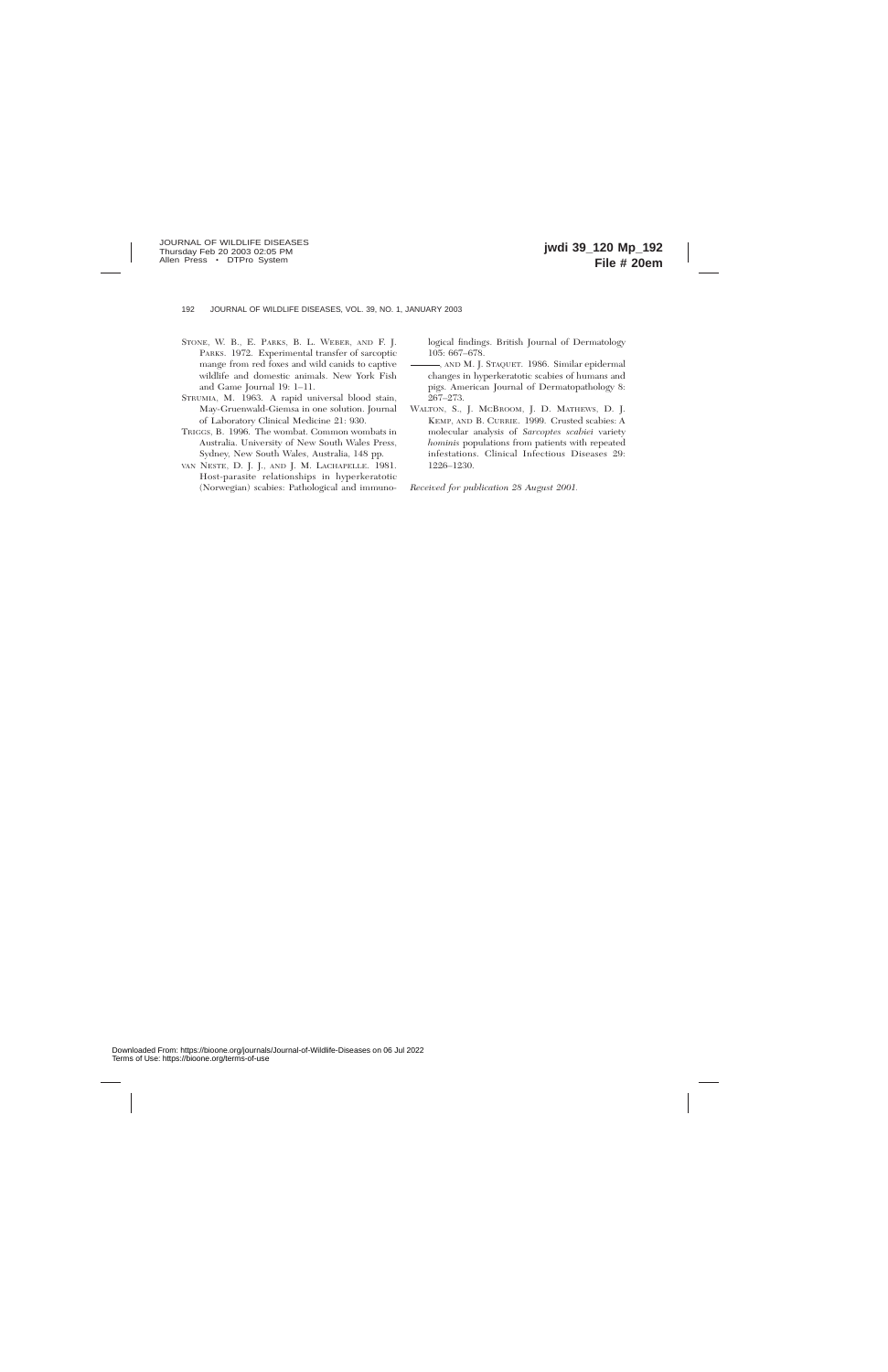STONE, W. B., E. PARKS, B. L. WEBER, AND F. J. PARKS. 1972. Experimental transfer of sarcoptic mange from red foxes and wild canids to captive wildlife and domestic animals. New York Fish and Game Journal 19: 1–11.

STRUMIA, M. 1963. A rapid universal blood stain, May–Gruenwald-Giemsa in one solution. Journal of Laboratory Clinical Medicine 21: 930.

TRIGGS, B. 1996. The wombat. Common wombats in Australia. University of New South Wales Press, Sydney, New South Wales, Australia, 148 pp.

VAN NESTE, D. J. J., AND J. M. LACHAPELLE. 1981. Host-parasite relationships in hyperkeratotic (Norwegian) scabies: Pathological and immunological findings. British Journal of Dermatology 105: 667–678.

———, AND M. J. STAQUET. 1986. Similar epidermal changes in hyperkeratotic scabies of humans and pigs. American Journal of Dermatopathology 8: 267–273.

WALTON, S., J. MCBROOM, J. D. MATHEWS, D. J. KEMP, AND B. CURRIE. 1999. Crusted scabies: A molecular analysis of *Sarcoptes scabiei* variety *hominis* populations from patients with repeated infestations. Clinical Infectious Diseases 29: 1226–1230.

*Received for publication 28 August 2001.*